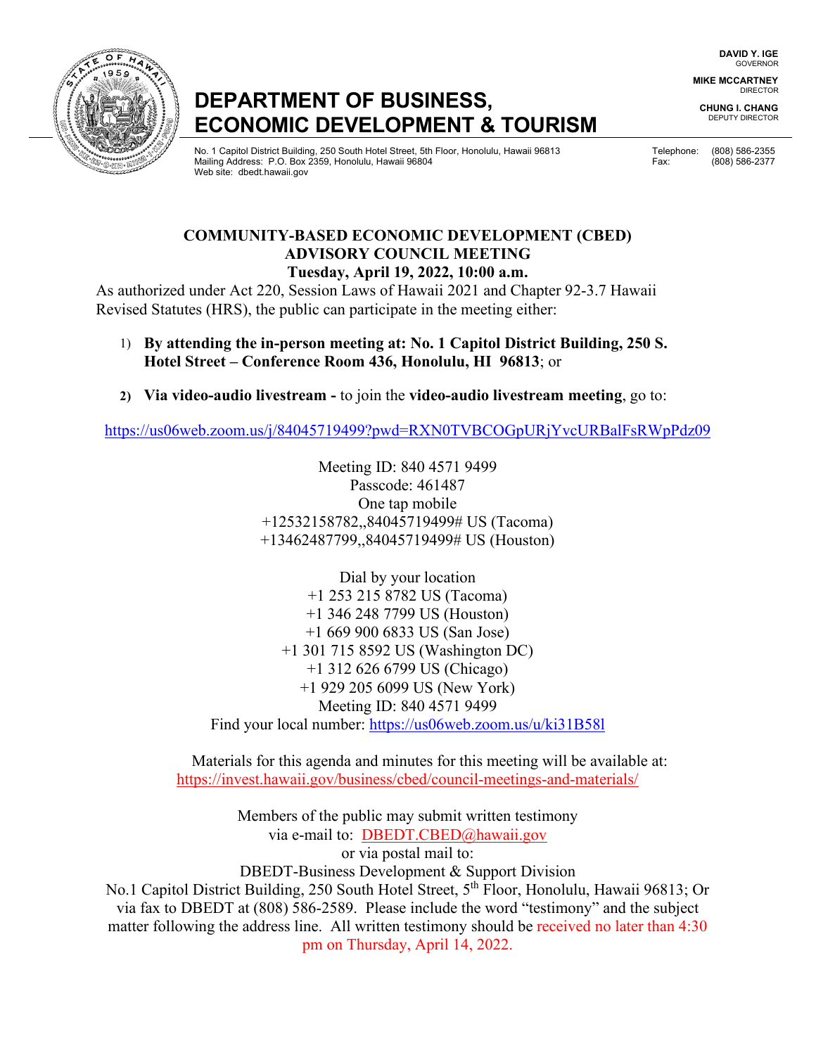DAVID Y. IGE
GOVERNOR

MIKE MCCARTNEY
DIRECTOR

CHUNG I. CHANG
DEPUTY DIRECTOR

# DEPARTMENT OF BUSINESS, ECONOMIC DEVELOPMENT & TOURISM

No. 1 Capitol District Building, 250 South Hotel Street, 5th Floor, Honolulu, Hawaii 96813
Mailing Address: P.O. Box 2359, Honolulu, Hawaii 96804
Web site: dbedt.hawaii.gov

Telephone: (808) 586-2355
Fax: (808) 586-2377

## COMMUNITY-BASED ECONOMIC DEVELOPMENT (CBED) ADVISORY COUNCIL MEETING

**Tuesday, April 19, 2022, 10:00 a.m.**

As authorized under Act 220, Session Laws of Hawaii 2021 and Chapter 92-3.7 Hawaii Revised Statutes (HRS), the public can participate in the meeting either:

1) **By attending the in-person meeting at: No. 1 Capitol District Building, 250 S. Hotel Street – Conference Room 436, Honolulu, HI 96813**; or

2) **Via video-audio livestream -** to join the **video-audio livestream meeting**, go to:

https://us06web.zoom.us/j/84045719499?pwd=RXN0TVBCOGpURjYvcURBalFsRWpPdz09

Meeting ID: 840 4571 9499
Passcode: 461487
One tap mobile
+12532158782,,84045719499# US (Tacoma)
+13462487799,,84045719499# US (Houston)

Dial by your location
+1 253 215 8782 US (Tacoma)
+1 346 248 7799 US (Houston)
+1 669 900 6833 US (San Jose)
+1 301 715 8592 US (Washington DC)
+1 312 626 6799 US (Chicago)
+1 929 205 6099 US (New York)
Meeting ID: 840 4571 9499
Find your local number: https://us06web.zoom.us/u/ki31B58l

Materials for this agenda and minutes for this meeting will be available at:
https://invest.hawaii.gov/business/cbed/council-meetings-and-materials/

Members of the public may submit written testimony via e-mail to: DBEDT.CBED@hawaii.gov or via postal mail to:
DBEDT-Business Development & Support Division
No.1 Capitol District Building, 250 South Hotel Street, 5th Floor, Honolulu, Hawaii 96813; Or via fax to DBEDT at (808) 586-2589. Please include the word "testimony" and the subject matter following the address line. All written testimony should be received no later than 4:30 pm on Thursday, April 14, 2022.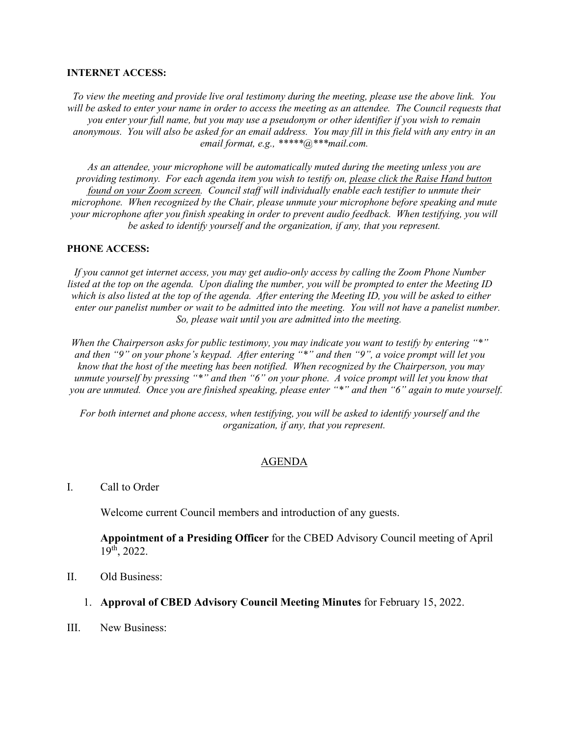**INTERNET ACCESS:**

*To view the meeting and provide live oral testimony during the meeting, please use the above link. You will be asked to enter your name in order to access the meeting as an attendee. The Council requests that you enter your full name, but you may use a pseudonym or other identifier if you wish to remain anonymous. You will also be asked for an email address. You may fill in this field with any entry in an email format, e.g., *****@***mail.com.*

*As an attendee, your microphone will be automatically muted during the meeting unless you are providing testimony. For each agenda item you wish to testify on, please click the Raise Hand button found on your Zoom screen. Council staff will individually enable each testifier to unmute their microphone. When recognized by the Chair, please unmute your microphone before speaking and mute your microphone after you finish speaking in order to prevent audio feedback. When testifying, you will be asked to identify yourself and the organization, if any, that you represent.*

**PHONE ACCESS:**

*If you cannot get internet access, you may get audio-only access by calling the Zoom Phone Number listed at the top on the agenda. Upon dialing the number, you will be prompted to enter the Meeting ID which is also listed at the top of the agenda. After entering the Meeting ID, you will be asked to either enter our panelist number or wait to be admitted into the meeting. You will not have a panelist number. So, please wait until you are admitted into the meeting.*

*When the Chairperson asks for public testimony, you may indicate you want to testify by entering "*" and then "9" on your phone's keypad. After entering "*" and then "9", a voice prompt will let you know that the host of the meeting has been notified. When recognized by the Chairperson, you may unmute yourself by pressing "*" and then "6" on your phone. A voice prompt will let you know that you are unmuted. Once you are finished speaking, please enter "*" and then "6" again to mute yourself.*

*For both internet and phone access, when testifying, you will be asked to identify yourself and the organization, if any, that you represent.*

## AGENDA

I. Call to Order

Welcome current Council members and introduction of any guests.

**Appointment of a Presiding Officer** for the CBED Advisory Council meeting of April 19th, 2022.

II. Old Business:

1. **Approval of CBED Advisory Council Meeting Minutes** for February 15, 2022.

III. New Business: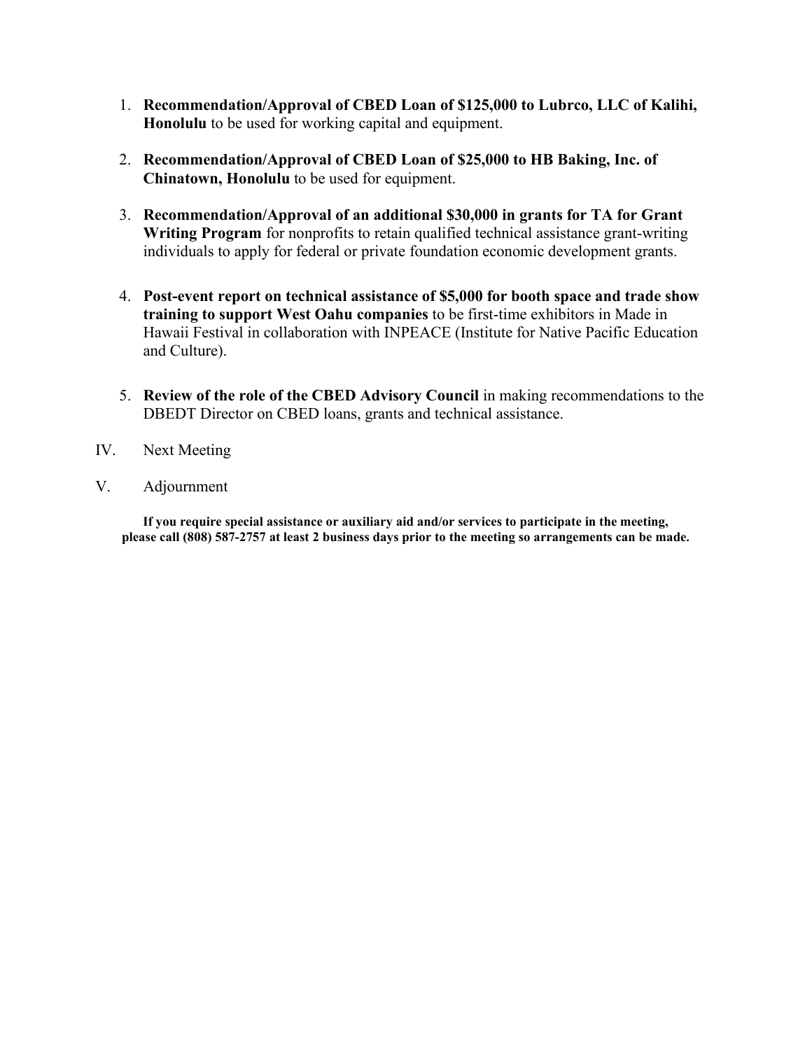1. **Recommendation/Approval of CBED Loan of $125,000 to Lubrco, LLC of Kalihi, Honolulu** to be used for working capital and equipment.

2. **Recommendation/Approval of CBED Loan of $25,000 to HB Baking, Inc. of Chinatown, Honolulu** to be used for equipment.

3. **Recommendation/Approval of an additional $30,000 in grants for TA for Grant Writing Program** for nonprofits to retain qualified technical assistance grant-writing individuals to apply for federal or private foundation economic development grants.

4. **Post-event report on technical assistance of $5,000 for booth space and trade show training to support West Oahu companies** to be first-time exhibitors in Made in Hawaii Festival in collaboration with INPEACE (Institute for Native Pacific Education and Culture).

5. **Review of the role of the CBED Advisory Council** in making recommendations to the DBEDT Director on CBED loans, grants and technical assistance.

IV. Next Meeting

V. Adjournment

**If you require special assistance or auxiliary aid and/or services to participate in the meeting, please call (808) 587-2757 at least 2 business days prior to the meeting so arrangements can be made.**